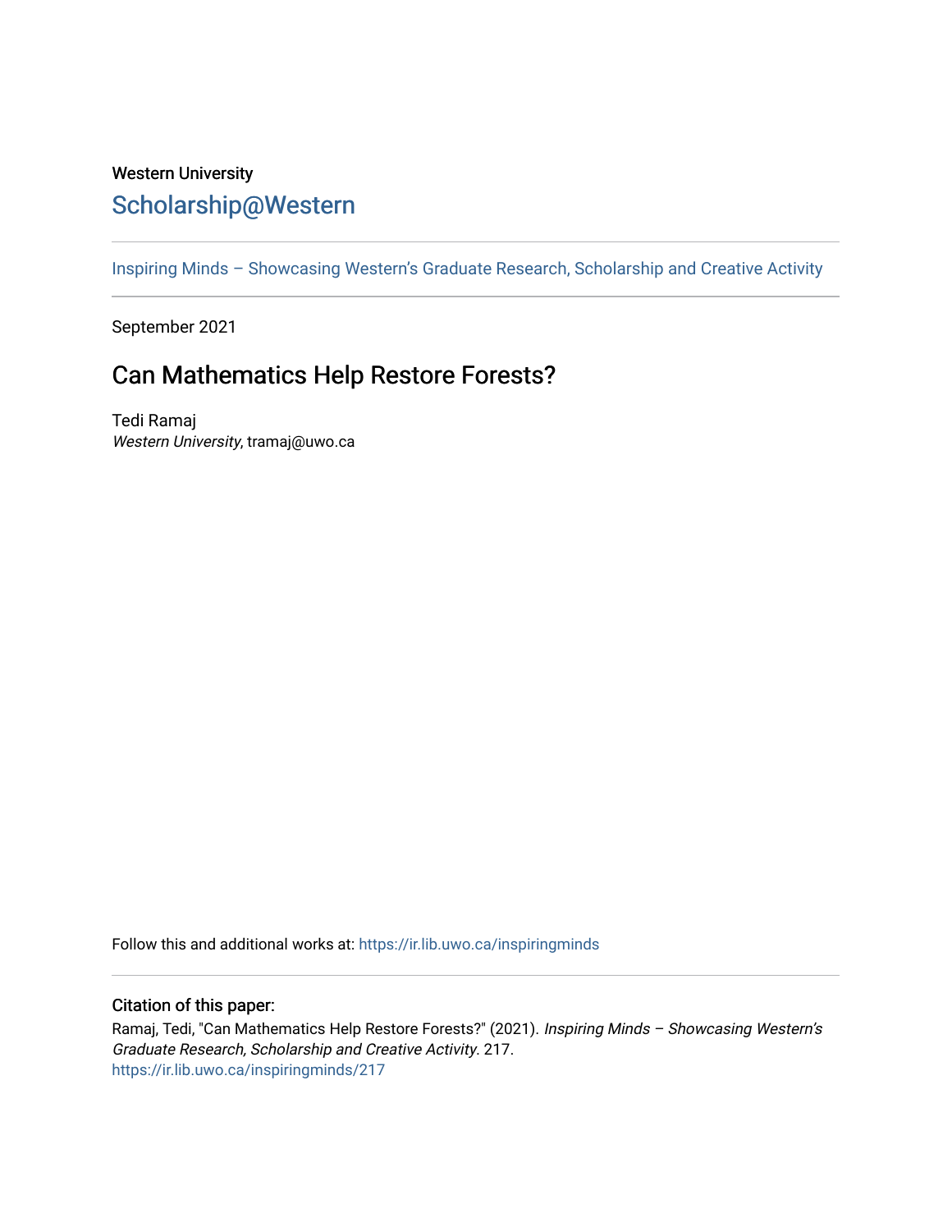Western University

Scholarship@Western

Inspiring Minds – Showcasing Western's Graduate Research, Scholarship and Creative Activity

September 2021

# Can Mathematics Help Restore Forests?

Tedi Ramaj
*Western University*, tramaj@uwo.ca

Follow this and additional works at: https://ir.lib.uwo.ca/inspiringminds

### Citation of this paper:

Ramaj, Tedi, "Can Mathematics Help Restore Forests?" (2021). *Inspiring Minds – Showcasing Western's Graduate Research, Scholarship and Creative Activity*. 217.
https://ir.lib.uwo.ca/inspiringminds/217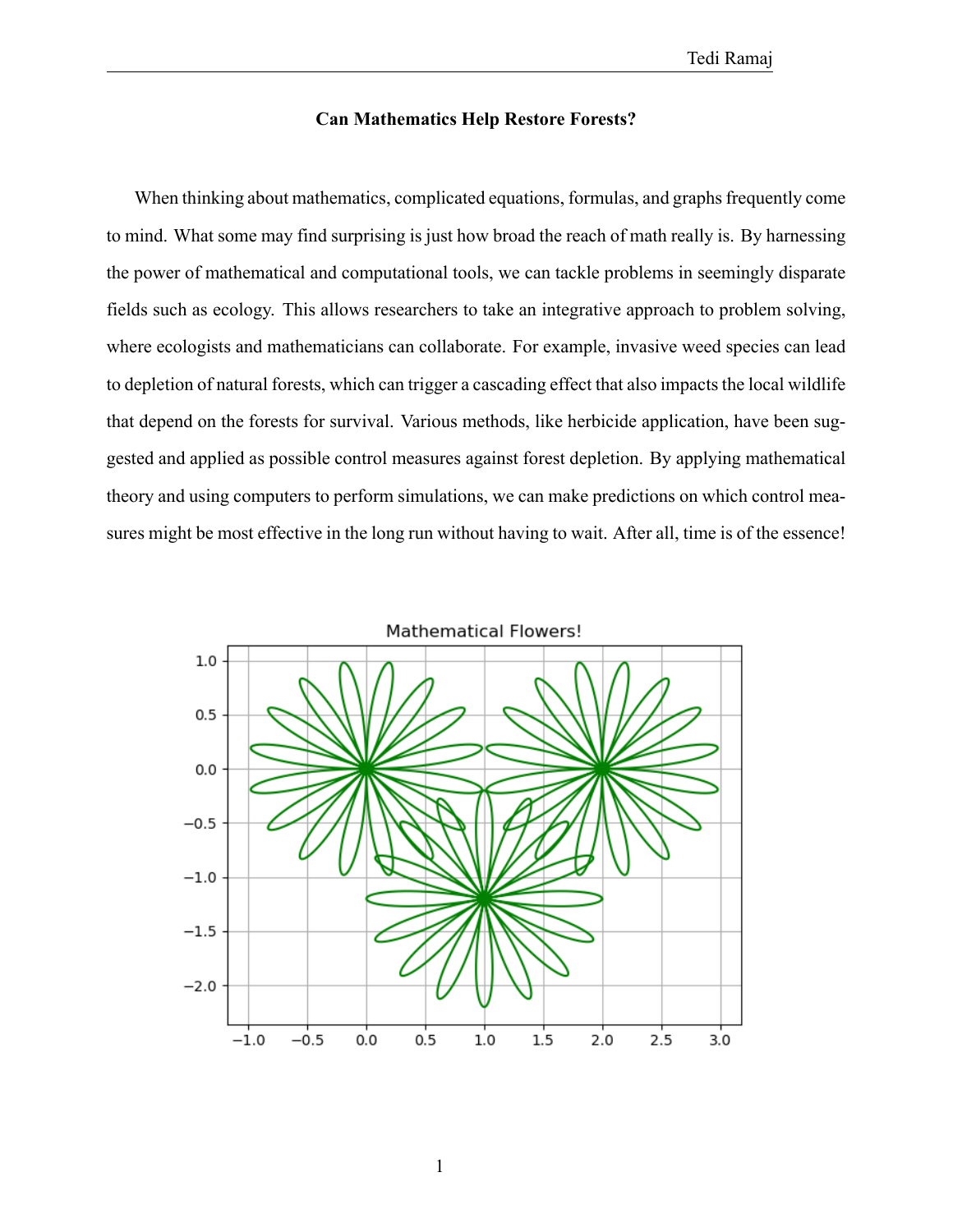**Can Mathematics Help Restore Forests?**

When thinking about mathematics, complicated equations, formulas, and graphs frequently come to mind. What some may find surprising is just how broad the reach of math really is. By harnessing the power of mathematical and computational tools, we can tackle problems in seemingly disparate fields such as ecology. This allows researchers to take an integrative approach to problem solving, where ecologists and mathematicians can collaborate. For example, invasive weed species can lead to depletion of natural forests, which can trigger a cascading effect that also impacts the local wildlife that depend on the forests for survival. Various methods, like herbicide application, have been suggested and applied as possible control measures against forest depletion. By applying mathematical theory and using computers to perform simulations, we can make predictions on which control measures might be most effective in the long run without having to wait. After all, time is of the essence!

Mathematical Flowers!

1.0
0.5
0.0
−0.5
−1.0
−1.5
−2.0

−1.0 −0.5 0.0 0.5 1.0 1.5 2.0 2.5 3.0